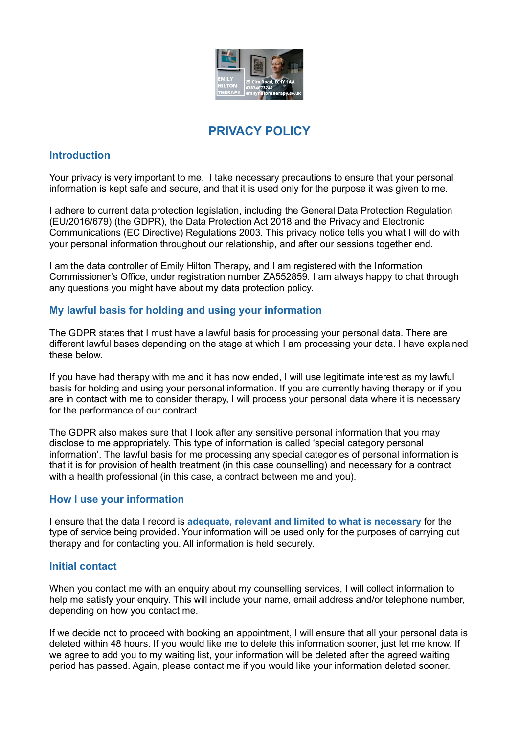# PRIVACY POLICY

## Introduction

Your privacy is very important to me. I take necessary precautions to ensure that your personal information is kept safe and secure, and that it is used only for the purpose it was given to me.

I adhere to current data protection legislation, including the General Data Protection Regulation (EU/2016/679) (the GDPR), the Data Protection Act 2018 and the Privacy and Electronic Communications (EC Directive) Regulations 2003. This privacy notice tells you what I will do with your personal information throughout our relationship, and after our sessions together end.

I am the data controller of Emily Hilton Therapy, and I am registered with the Information Commissioner's Office, under registration number ZA552859. I am always happy to chat through any questions you might have about my data protection policy.

## My lawful basis for holding and using your information

The GDPR states that I must have a lawful basis for processing your personal data. There are different lawful bases depending on the stage at which I am processing your data. I have explained these below.

If you have had therapy with me and it has now ended, I will use legitimate interest as my lawful basis for holding and using your personal information. If you are currently having therapy or if you are in contact with me to consider therapy, I will process your personal data where it is necessary for the performance of our contract.

The GDPR also makes sure that I look after any sensitive personal information that you may disclose to me appropriately. This type of information is called 'special category personal information'. The lawful basis for me processing any special categories of personal information is that it is for provision of health treatment (in this case counselling) and necessary for a contract with a health professional (in this case, a contract between me and you).

## How I use your information

I ensure that the data I record is **adequate, relevant and limited to what is necessary** for the type of service being provided. Your information will be used only for the purposes of carrying out therapy and for contacting you. All information is held securely.

## Initial contact

When you contact me with an enquiry about my counselling services, I will collect information to help me satisfy your enquiry. This will include your name, email address and/or telephone number, depending on how you contact me.

If we decide not to proceed with booking an appointment, I will ensure that all your personal data is deleted within 48 hours. If you would like me to delete this information sooner, just let me know. If we agree to add you to my waiting list, your information will be deleted after the agreed waiting period has passed. Again, please contact me if you would like your information deleted sooner.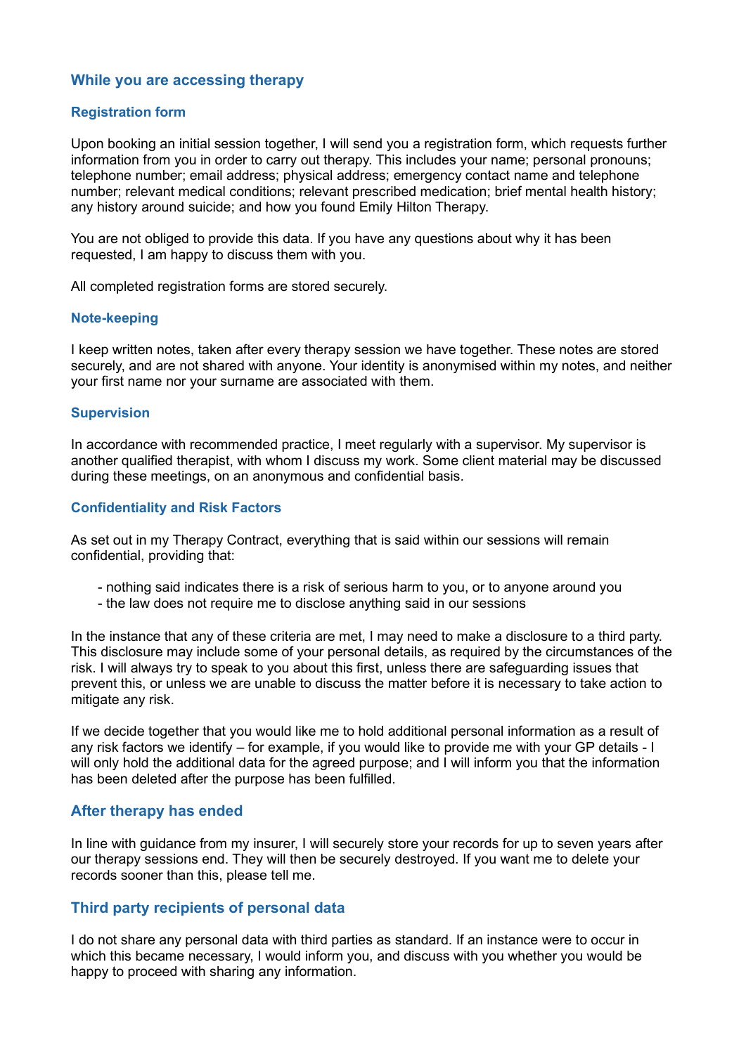## While you are accessing therapy

### Registration form

Upon booking an initial session together, I will send you a registration form, which requests further information from you in order to carry out therapy. This includes your name; personal pronouns; telephone number; email address; physical address; emergency contact name and telephone number; relevant medical conditions; relevant prescribed medication; brief mental health history; any history around suicide; and how you found Emily Hilton Therapy.

You are not obliged to provide this data. If you have any questions about why it has been requested, I am happy to discuss them with you.

All completed registration forms are stored securely.

### Note-keeping

I keep written notes, taken after every therapy session we have together. These notes are stored securely, and are not shared with anyone. Your identity is anonymised within my notes, and neither your first name nor your surname are associated with them.

### Supervision

In accordance with recommended practice, I meet regularly with a supervisor. My supervisor is another qualified therapist, with whom I discuss my work. Some client material may be discussed during these meetings, on an anonymous and confidential basis.

### Confidentiality and Risk Factors

As set out in my Therapy Contract, everything that is said within our sessions will remain confidential, providing that:

- nothing said indicates there is a risk of serious harm to you, or to anyone around you
- the law does not require me to disclose anything said in our sessions

In the instance that any of these criteria are met, I may need to make a disclosure to a third party. This disclosure may include some of your personal details, as required by the circumstances of the risk. I will always try to speak to you about this first, unless there are safeguarding issues that prevent this, or unless we are unable to discuss the matter before it is necessary to take action to mitigate any risk.

If we decide together that you would like me to hold additional personal information as a result of any risk factors we identify – for example, if you would like to provide me with your GP details - I will only hold the additional data for the agreed purpose; and I will inform you that the information has been deleted after the purpose has been fulfilled.

## After therapy has ended

In line with guidance from my insurer, I will securely store your records for up to seven years after our therapy sessions end. They will then be securely destroyed. If you want me to delete your records sooner than this, please tell me.

## Third party recipients of personal data

I do not share any personal data with third parties as standard. If an instance were to occur in which this became necessary, I would inform you, and discuss with you whether you would be happy to proceed with sharing any information.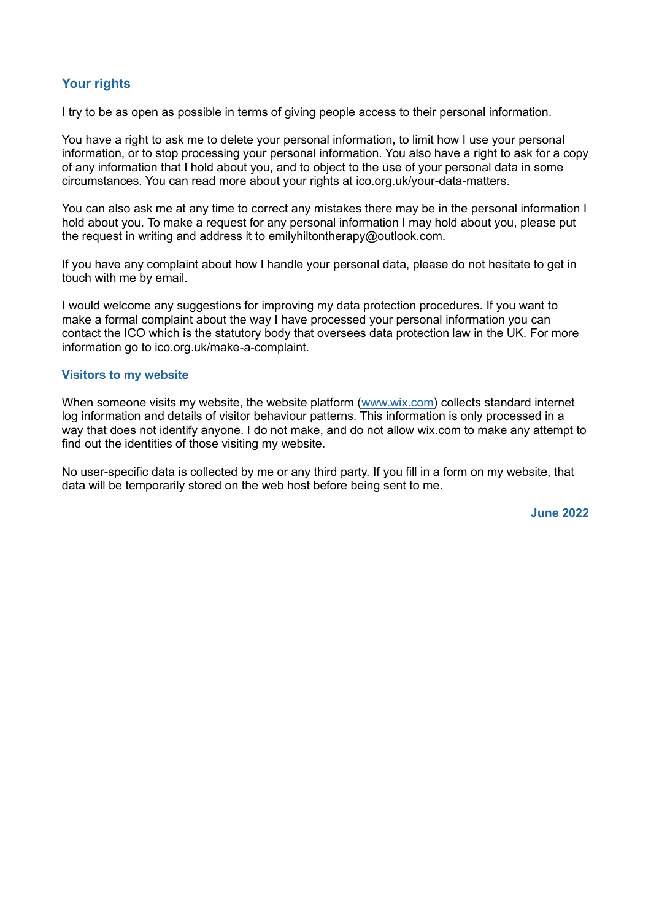## Your rights

I try to be as open as possible in terms of giving people access to their personal information.

You have a right to ask me to delete your personal information, to limit how I use your personal information, or to stop processing your personal information. You also have a right to ask for a copy of any information that I hold about you, and to object to the use of your personal data in some circumstances. You can read more about your rights at ico.org.uk/your-data-matters.

You can also ask me at any time to correct any mistakes there may be in the personal information I hold about you. To make a request for any personal information I may hold about you, please put the request in writing and address it to emilyhiltontherapy@outlook.com.

If you have any complaint about how I handle your personal data, please do not hesitate to get in touch with me by email.

I would welcome any suggestions for improving my data protection procedures. If you want to make a formal complaint about the way I have processed your personal information you can contact the ICO which is the statutory body that oversees data protection law in the UK. For more information go to ico.org.uk/make-a-complaint.

### Visitors to my website

When someone visits my website, the website platform ([www.wix.com](http://www.wix.com)) collects standard internet log information and details of visitor behaviour patterns. This information is only processed in a way that does not identify anyone. I do not make, and do not allow wix.com to make any attempt to find out the identities of those visiting my website.

No user-specific data is collected by me or any third party. If you fill in a form on my website, that data will be temporarily stored on the web host before being sent to me.

**June 2022**